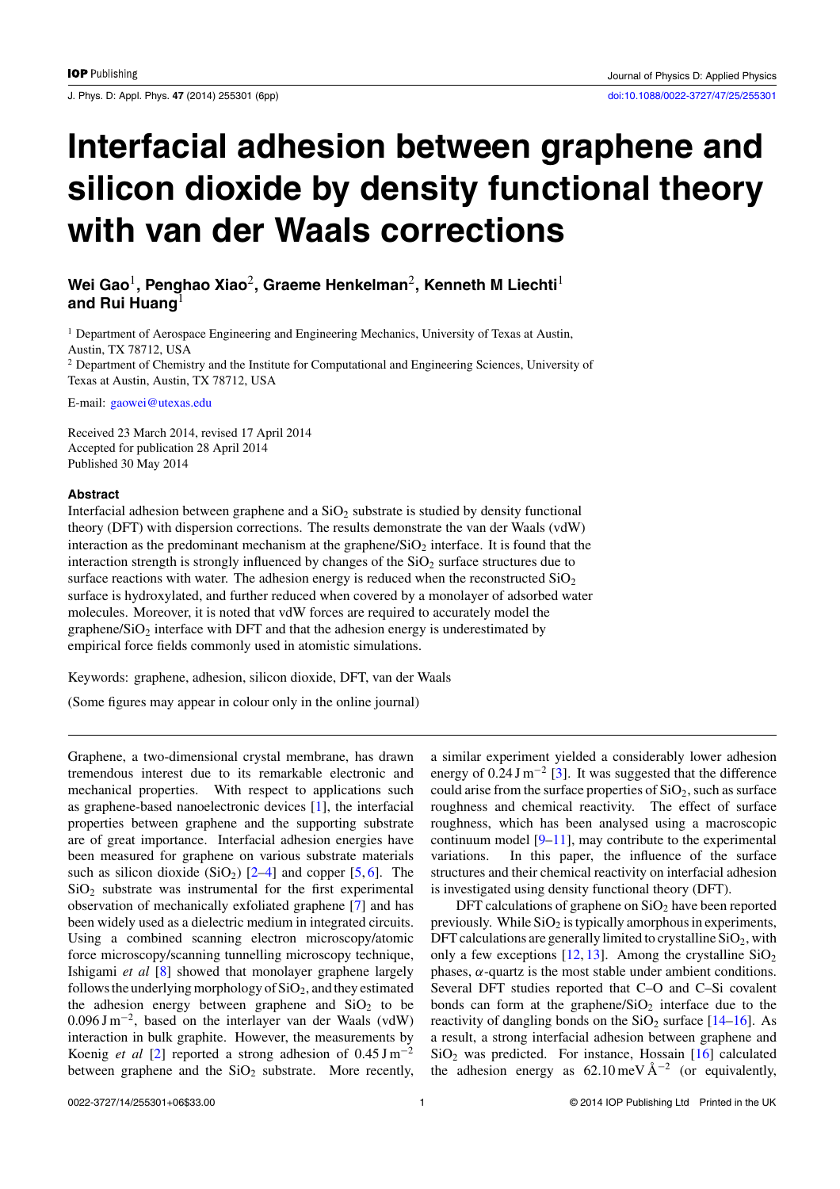# Interfacial adhesion between graphene and silicon dioxide by density functional theory with van der Waals corrections

**Wei Gao[1], Penghao Xiao[2], Graeme Henkelman[2], Kenneth M Liechti[1] and Rui Huang[1]**

[1] Department of Aerospace Engineering and Engineering Mechanics, University of Texas at Austin, Austin, TX 78712, USA

[2] Department of Chemistry and the Institute for Computational and Engineering Sciences, University of Texas at Austin, Austin, TX 78712, USA

E-mail: gaowei@utexas.edu

Received 23 March 2014, revised 17 April 2014
Accepted for publication 28 April 2014
Published 30 May 2014

## Abstract

Interfacial adhesion between graphene and a $SiO_2$ substrate is studied by density functional theory (DFT) with dispersion corrections. The results demonstrate the van der Waals (vdW) interaction as the predominant mechanism at the graphene/$SiO_2$ interface. It is found that the interaction strength is strongly influenced by changes of the $SiO_2$ surface structures due to surface reactions with water. The adhesion energy is reduced when the reconstructed $SiO_2$ surface is hydroxylated, and further reduced when covered by a monolayer of adsorbed water molecules. Moreover, it is noted that vdW forces are required to accurately model the graphene/$SiO_2$ interface with DFT and that the adhesion energy is underestimated by empirical force fields commonly used in atomistic simulations.

Keywords: graphene, adhesion, silicon dioxide, DFT, van der Waals

(Some figures may appear in colour only in the online journal)

Graphene, a two-dimensional crystal membrane, has drawn tremendous interest due to its remarkable electronic and mechanical properties. With respect to applications such as graphene-based nanoelectronic devices [1], the interfacial properties between graphene and the supporting substrate are of great importance. Interfacial adhesion energies have been measured for graphene on various substrate materials such as silicon dioxide ($SiO_2$) [2–4] and copper [5, 6]. The $SiO_2$ substrate was instrumental for the first experimental observation of mechanically exfoliated graphene [7] and has been widely used as a dielectric medium in integrated circuits. Using a combined scanning electron microscopy/atomic force microscopy/scanning tunnelling microscopy technique, Ishigami *et al* [8] showed that monolayer graphene largely follows the underlying morphology of $SiO_2$, and they estimated the adhesion energy between graphene and $SiO_2$ to be $0.096\,\mathrm{J\,m^{-2}}$, based on the interlayer van der Waals (vdW) interaction in bulk graphite. However, the measurements by Koenig *et al* [2] reported a strong adhesion of $0.45\,\mathrm{J\,m^{-2}}$ between graphene and the $SiO_2$ substrate. More recently, a similar experiment yielded a considerably lower adhesion energy of $0.24\,\mathrm{J\,m^{-2}}$ [3]. It was suggested that the difference could arise from the surface properties of $SiO_2$, such as surface roughness and chemical reactivity. The effect of surface roughness, which has been analysed using a macroscopic continuum model [9–11], may contribute to the experimental variations. In this paper, the influence of the surface structures and their chemical reactivity on interfacial adhesion is investigated using density functional theory (DFT).

DFT calculations of graphene on $SiO_2$ have been reported previously. While $SiO_2$ is typically amorphous in experiments, DFT calculations are generally limited to crystalline $SiO_2$, with only a few exceptions [12, 13]. Among the crystalline $SiO_2$ phases, $\alpha$-quartz is the most stable under ambient conditions. Several DFT studies reported that C–O and C–Si covalent bonds can form at the graphene/$SiO_2$ interface due to the reactivity of dangling bonds on the $SiO_2$ surface [14–16]. As a result, a strong interfacial adhesion between graphene and $SiO_2$ was predicted. For instance, Hossain [16] calculated the adhesion energy as $62.10\,\mathrm{meV\,Å^{-2}}$ (or equivalently,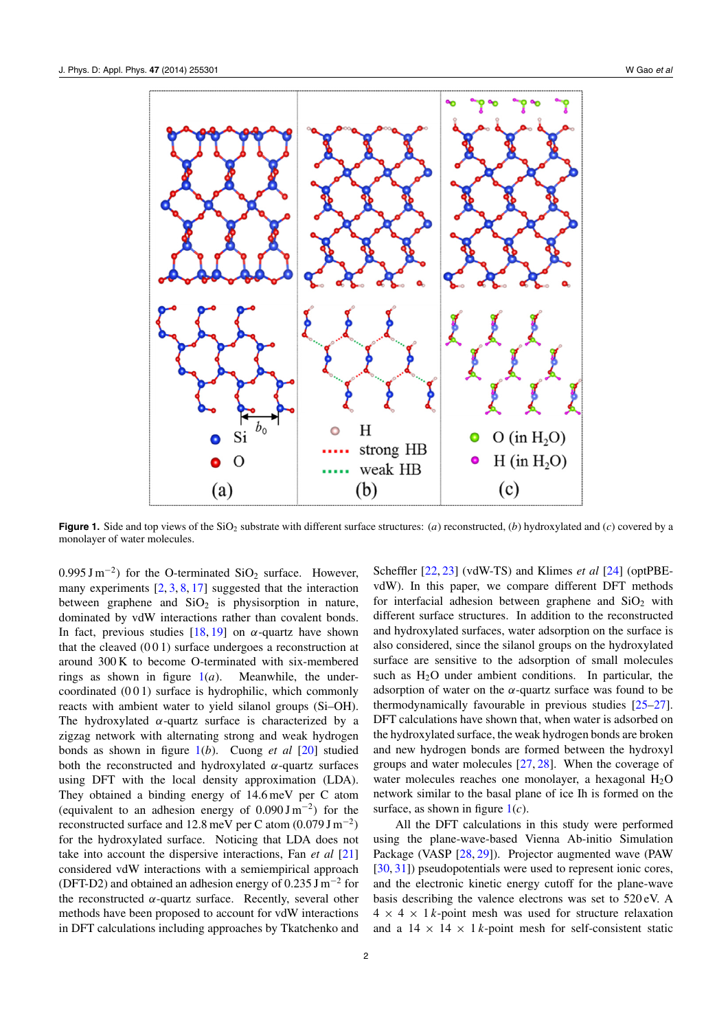**Figure 1.** Side and top views of the $SiO_2$ substrate with different surface structures: (*a*) reconstructed, (*b*) hydroxylated and (*c*) covered by a monolayer of water molecules.

$0.995\ \mathrm{J\,m^{-2}}$) for the O-terminated $SiO_2$ surface. However, many experiments [2, 3, 8, 17] suggested that the interaction between graphene and $SiO_2$ is physisorption in nature, dominated by vdW interactions rather than covalent bonds. In fact, previous studies [18, 19] on $\alpha$-quartz have shown that the cleaved (0 0 1) surface undergoes a reconstruction at around 300 K to become O-terminated with six-membered rings as shown in figure 1(*a*). Meanwhile, the under-coordinated (0 0 1) surface is hydrophilic, which commonly reacts with ambient water to yield silanol groups (Si–OH). The hydroxylated $\alpha$-quartz surface is characterized by a zigzag network with alternating strong and weak hydrogen bonds as shown in figure 1(*b*). Cuong *et al* [20] studied both the reconstructed and hydroxylated $\alpha$-quartz surfaces using DFT with the local density approximation (LDA). They obtained a binding energy of 14.6 meV per C atom (equivalent to an adhesion energy of $0.090\ \mathrm{J\,m^{-2}}$) for the reconstructed surface and 12.8 meV per C atom ($0.079\ \mathrm{J\,m^{-2}}$) for the hydroxylated surface. Noticing that LDA does not take into account the dispersive interactions, Fan *et al* [21] considered vdW interactions with a semiempirical approach (DFT-D2) and obtained an adhesion energy of $0.235\ \mathrm{J\,m^{-2}}$ for the reconstructed $\alpha$-quartz surface. Recently, several other methods have been proposed to account for vdW interactions in DFT calculations including approaches by Tkatchenko and Scheffler [22, 23] (vdW-TS) and Klimes *et al* [24] (optPBE-vdW). In this paper, we compare different DFT methods for interfacial adhesion between graphene and $SiO_2$ with different surface structures. In addition to the reconstructed and hydroxylated surfaces, water adsorption on the surface is also considered, since the silanol groups on the hydroxylated surface are sensitive to the adsorption of small molecules such as $H_2O$ under ambient conditions. In particular, the adsorption of water on the $\alpha$-quartz surface was found to be thermodynamically favourable in previous studies [25–27]. DFT calculations have shown that, when water is adsorbed on the hydroxylated surface, the weak hydrogen bonds are broken and new hydrogen bonds are formed between the hydroxyl groups and water molecules [27, 28]. When the coverage of water molecules reaches one monolayer, a hexagonal $H_2O$ network similar to the basal plane of ice Ih is formed on the surface, as shown in figure 1(*c*).

All the DFT calculations in this study were performed using the plane-wave-based Vienna Ab-initio Simulation Package (VASP [28, 29]). Projector augmented wave (PAW [30, 31]) pseudopotentials were used to represent ionic cores, and the electronic kinetic energy cutoff for the plane-wave basis describing the valence electrons was set to 520 eV. A $4 \times 4 \times 1$ *k*-point mesh was used for structure relaxation and a $14 \times 14 \times 1$ *k*-point mesh for self-consistent static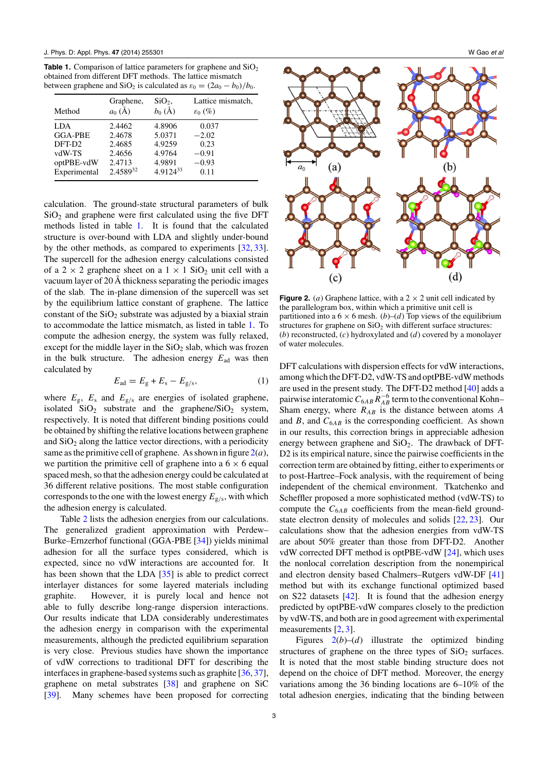**Table 1.** Comparison of lattice parameters for graphene and $SiO_2$ obtained from different DFT methods. The lattice mismatch between graphene and $SiO_2$ is calculated as $\varepsilon_0 = (2a_0 - b_0)/b_0$.

| Method | Graphene, $a_0$ (Å) | $SiO_2$, $b_0$ (Å) | Lattice mismatch, $\varepsilon_0$ (%) |
|---|---|---|---|
| LDA | 2.4462 | 4.8906 | 0.037 |
| GGA-PBE | 2.4678 | 5.0371 | −2.02 |
| DFT-D2 | 2.4685 | 4.9259 | 0.23 |
| vdW-TS | 2.4656 | 4.9764 | −0.91 |
| optPBE-vdW | 2.4713 | 4.9891 | −0.93 |
| Experimental | 2.45893[32] | 4.9124[33] | 0.11 |

calculation. The ground-state structural parameters of bulk $SiO_2$ and graphene were first calculated using the five DFT methods listed in table 1. It is found that the calculated structure is over-bound with LDA and slightly under-bound by the other methods, as compared to experiments [32, 33]. The supercell for the adhesion energy calculations consisted of a $2 \times 2$ graphene sheet on a $1 \times 1$ $SiO_2$ unit cell with a vacuum layer of 20 Å thickness separating the periodic images of the slab. The in-plane dimension of the supercell was set by the equilibrium lattice constant of graphene. The lattice constant of the $SiO_2$ substrate was adjusted by a biaxial strain to accommodate the lattice mismatch, as listed in table 1. To compute the adhesion energy, the system was fully relaxed, except for the middle layer in the $SiO_2$ slab, which was frozen in the bulk structure. The adhesion energy $E_{ad}$ was then calculated by

$$E_{ad} = E_g + E_s - E_{g/s}, \tag{1}$$

where $E_g$, $E_s$ and $E_{g/s}$ are energies of isolated graphene, isolated $SiO_2$ substrate and the graphene/$SiO_2$ system, respectively. It is noted that different binding positions could be obtained by shifting the relative locations between graphene and $SiO_2$ along the lattice vector directions, with a periodicity same as the primitive cell of graphene. As shown in figure 2(*a*), we partition the primitive cell of graphene into a $6 \times 6$ equal spaced mesh, so that the adhesion energy could be calculated at 36 different relative positions. The most stable configuration corresponds to the one with the lowest energy $E_{g/s}$, with which the adhesion energy is calculated.

Table 2 lists the adhesion energies from our calculations. The generalized gradient approximation with Perdew–Burke–Ernzerhof functional (GGA-PBE [34]) yields minimal adhesion for all the surface types considered, which is expected, since no vdW interactions are accounted for. It has been shown that the LDA [35] is able to predict correct interlayer distances for some layered materials including graphite. However, it is purely local and hence not able to fully describe long-range dispersion interactions. Our results indicate that LDA considerably underestimates the adhesion energy in comparison with the experimental measurements, although the predicted equilibrium separation is very close. Previous studies have shown the importance of vdW corrections to traditional DFT for describing the interfaces in graphene-based systems such as graphite [36, 37], graphene on metal substrates [38] and graphene on SiC [39]. Many schemes have been proposed for correcting

**Figure 2.** (*a*) Graphene lattice, with a $2 \times 2$ unit cell indicated by the parallelogram box, within which a primitive unit cell is partitioned into a $6 \times 6$ mesh. (*b*)–(*d*) Top views of the equilibrium structures for graphene on $SiO_2$ with different surface structures: (*b*) reconstructed, (*c*) hydroxylated and (*d*) covered by a monolayer of water molecules.

DFT calculations with dispersion effects for vdW interactions, among which the DFT-D2, vdW-TS and optPBE-vdW methods are used in the present study. The DFT-D2 method [40] adds a pairwise interatomic $C_{6AB}R_{AB}^{-6}$ term to the conventional Kohn–Sham energy, where $R_{AB}$ is the distance between atoms $A$ and $B$, and $C_{6AB}$ is the corresponding coefficient. As shown in our results, this correction brings in appreciable adhesion energy between graphene and $SiO_2$. The drawback of DFT-D2 is its empirical nature, since the pairwise coefficients in the correction term are obtained by fitting, either to experiments or to post-Hartree–Fock analysis, with the requirement of being independent of the chemical environment. Tkatchenko and Scheffler proposed a more sophisticated method (vdW-TS) to compute the $C_{6AB}$ coefficients from the mean-field ground-state electron density of molecules and solids [22, 23]. Our calculations show that the adhesion energies from vdW-TS are about 50% greater than those from DFT-D2. Another vdW corrected DFT method is optPBE-vdW [24], which uses the nonlocal correlation description from the nonempirical and electron density based Chalmers–Rutgers vdW-DF [41] method but with its exchange functional optimized based on S22 datasets [42]. It is found that the adhesion energy predicted by optPBE-vdW compares closely to the prediction by vdW-TS, and both are in good agreement with experimental measurements [2, 3].

Figures 2(*b*)–(*d*) illustrate the optimized binding structures of graphene on the three types of $SiO_2$ surfaces. It is noted that the most stable binding structure does not depend on the choice of DFT method. Moreover, the energy variations among the 36 binding locations are 6–10% of the total adhesion energies, indicating that the binding between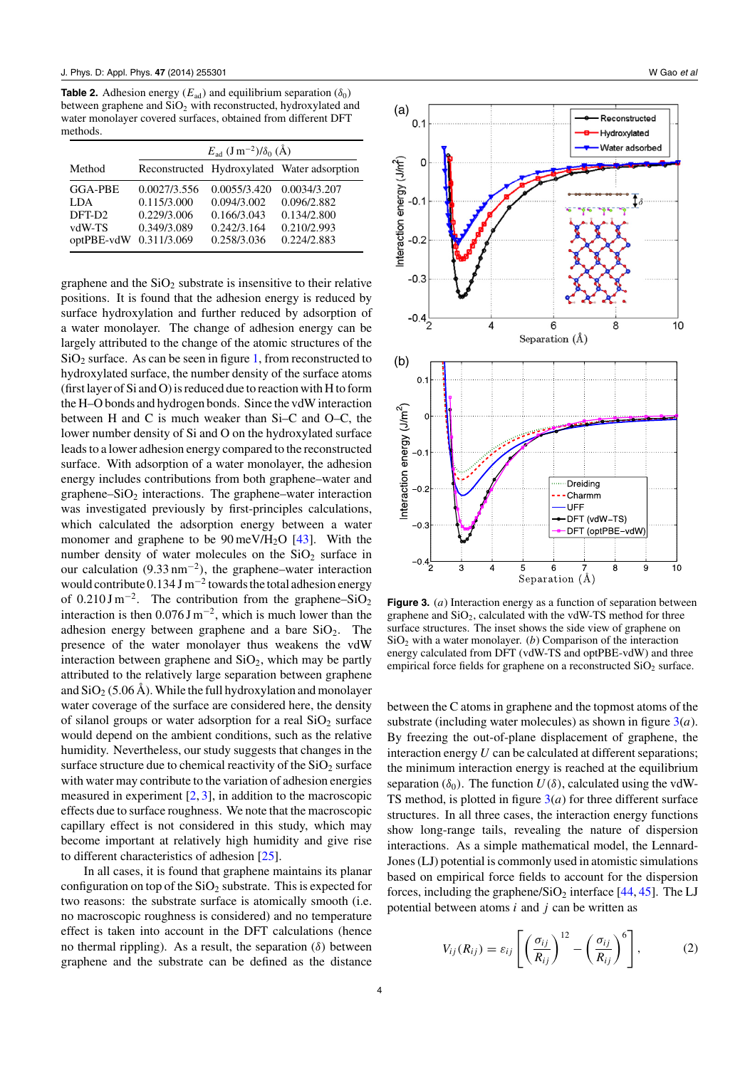**Table 2.** Adhesion energy ($E_{ad}$) and equilibrium separation ($\delta_0$) between graphene and $SiO_2$ with reconstructed, hydroxylated and water monolayer covered surfaces, obtained from different DFT methods.

| Method | $E_{ad}$ (J m$^{-2}$)/$\delta_0$ (Å) | | |
|---|---|---|---|
| | Reconstructed | Hydroxylated | Water adsorption |
| GGA-PBE | 0.0027/3.556 | 0.0055/3.420 | 0.0034/3.207 |
| LDA | 0.115/3.000 | 0.094/3.002 | 0.096/2.882 |
| DFT-D2 | 0.229/3.006 | 0.166/3.043 | 0.134/2.800 |
| vdW-TS | 0.349/3.089 | 0.242/3.164 | 0.210/2.993 |
| optPBE-vdW | 0.311/3.069 | 0.258/3.036 | 0.224/2.883 |

graphene and the $SiO_2$ substrate is insensitive to their relative positions. It is found that the adhesion energy is reduced by surface hydroxylation and further reduced by adsorption of a water monolayer. The change of adhesion energy can be largely attributed to the change of the atomic structures of the $SiO_2$ surface. As can be seen in figure 1, from reconstructed to hydroxylated surface, the number density of the surface atoms (first layer of Si and O) is reduced due to reaction with H to form the H–O bonds and hydrogen bonds. Since the vdW interaction between H and C is much weaker than Si–C and O–C, the lower number density of Si and O on the hydroxylated surface leads to a lower adhesion energy compared to the reconstructed surface. With adsorption of a water monolayer, the adhesion energy includes contributions from both graphene–water and graphene–$SiO_2$ interactions. The graphene–water interaction was investigated previously by first-principles calculations, which calculated the adsorption energy between a water monomer and graphene to be 90 meV/$H_2O$ [43]. With the number density of water molecules on the $SiO_2$ surface in our calculation (9.33 nm$^{-2}$), the graphene–water interaction would contribute 0.134 J m$^{-2}$ towards the total adhesion energy of 0.210 J m$^{-2}$. The contribution from the graphene–$SiO_2$ interaction is then 0.076 J m$^{-2}$, which is much lower than the adhesion energy between graphene and a bare $SiO_2$. The presence of the water monolayer thus weakens the vdW interaction between graphene and $SiO_2$, which may be partly attributed to the relatively large separation between graphene and $SiO_2$ (5.06 Å). While the full hydroxylation and monolayer water coverage of the surface are considered here, the density of silanol groups or water adsorption for a real $SiO_2$ surface would depend on the ambient conditions, such as the relative humidity. Nevertheless, our study suggests that changes in the surface structure due to chemical reactivity of the $SiO_2$ surface with water may contribute to the variation of adhesion energies measured in experiment [2, 3], in addition to the macroscopic effects due to surface roughness. We note that the macroscopic capillary effect is not considered in this study, which may become important at relatively high humidity and give rise to different characteristics of adhesion [25].

In all cases, it is found that graphene maintains its planar configuration on top of the $SiO_2$ substrate. This is expected for two reasons: the substrate surface is atomically smooth (i.e. no macroscopic roughness is considered) and no temperature effect is taken into account in the DFT calculations (hence no thermal rippling). As a result, the separation ($\delta$) between graphene and the substrate can be defined as the distance between the C atoms in graphene and the topmost atoms of the substrate (including water molecules) as shown in figure 3(*a*). By freezing the out-of-plane displacement of graphene, the interaction energy $U$ can be calculated at different separations; the minimum interaction energy is reached at the equilibrium separation ($\delta_0$). The function $U(\delta)$, calculated using the vdW-TS method, is plotted in figure 3(*a*) for three different surface structures. In all three cases, the interaction energy functions show long-range tails, revealing the nature of dispersion interactions. As a simple mathematical model, the Lennard-Jones (LJ) potential is commonly used in atomistic simulations based on empirical force fields to account for the dispersion forces, including the graphene/$SiO_2$ interface [44, 45]. The LJ potential between atoms $i$ and $j$ can be written as

$$V_{ij}(R_{ij}) = \varepsilon_{ij}\left[\left(\frac{\sigma_{ij}}{R_{ij}}\right)^{12} - \left(\frac{\sigma_{ij}}{R_{ij}}\right)^{6}\right], \tag{2}$$

**Figure 3.** (*a*) Interaction energy as a function of separation between graphene and $SiO_2$, calculated with the vdW-TS method for three surface structures. The inset shows the side view of graphene on $SiO_2$ with a water monolayer. (*b*) Comparison of the interaction energy calculated from DFT (vdW-TS and optPBE-vdW) and three empirical force fields for graphene on a reconstructed $SiO_2$ surface.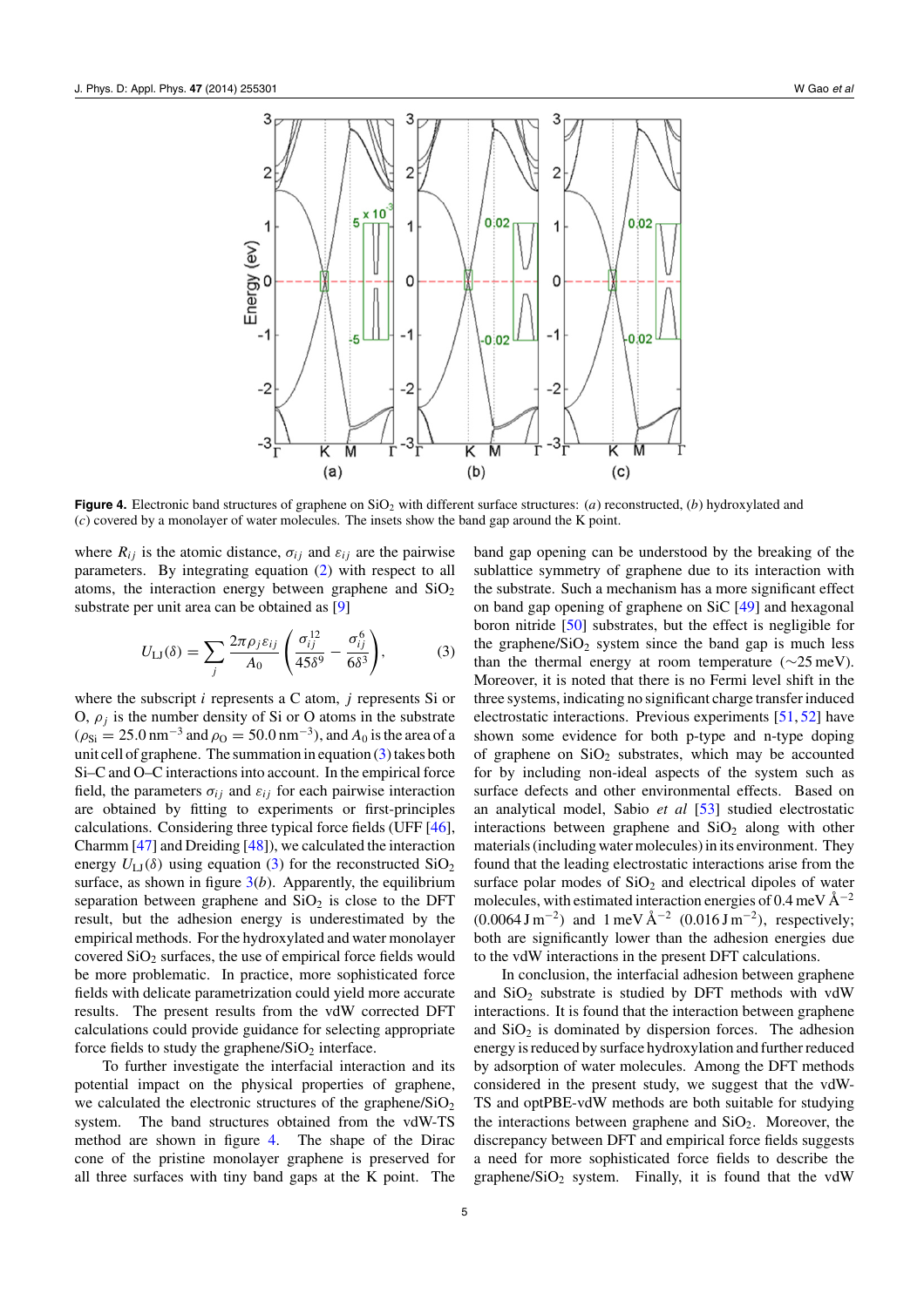**Figure 4.** Electronic band structures of graphene on $SiO_2$ with different surface structures: (*a*) reconstructed, (*b*) hydroxylated and (*c*) covered by a monolayer of water molecules. The insets show the band gap around the K point.

where $R_{ij}$ is the atomic distance, $\sigma_{ij}$ and $\varepsilon_{ij}$ are the pairwise parameters. By integrating equation (2) with respect to all atoms, the interaction energy between graphene and $SiO_2$ substrate per unit area can be obtained as [9]

$$U_{LJ}(\delta) = \sum_j \frac{2\pi\rho_j\varepsilon_{ij}}{A_0}\left(\frac{\sigma_{ij}^{12}}{45\delta^9} - \frac{\sigma_{ij}^6}{6\delta^3}\right), \tag{3}$$

where the subscript $i$ represents a C atom, $j$ represents Si or O, $\rho_j$ is the number density of Si or O atoms in the substrate ($\rho_{Si} = 25.0\,nm^{-3}$ and $\rho_O = 50.0\,nm^{-3}$), and $A_0$ is the area of a unit cell of graphene. The summation in equation (3) takes both Si–C and O–C interactions into account. In the empirical force field, the parameters $\sigma_{ij}$ and $\varepsilon_{ij}$ for each pairwise interaction are obtained by fitting to experiments or first-principles calculations. Considering three typical force fields (UFF [46], Charmm [47] and Dreiding [48]), we calculated the interaction energy $U_{LJ}(\delta)$ using equation (3) for the reconstructed $SiO_2$ surface, as shown in figure 3(*b*). Apparently, the equilibrium separation between graphene and $SiO_2$ is close to the DFT result, but the adhesion energy is underestimated by the empirical methods. For the hydroxylated and water monolayer covered $SiO_2$ surfaces, the use of empirical force fields would be more problematic. In practice, more sophisticated force fields with delicate parametrization could yield more accurate results. The present results from the vdW corrected DFT calculations could provide guidance for selecting appropriate force fields to study the graphene/$SiO_2$ interface.

To further investigate the interfacial interaction and its potential impact on the physical properties of graphene, we calculated the electronic structures of the graphene/$SiO_2$ system. The band structures obtained from the vdW-TS method are shown in figure 4. The shape of the Dirac cone of the pristine monolayer graphene is preserved for all three surfaces with tiny band gaps at the K point. The band gap opening can be understood by the breaking of the sublattice symmetry of graphene due to its interaction with the substrate. Such a mechanism has a more significant effect on band gap opening of graphene on SiC [49] and hexagonal boron nitride [50] substrates, but the effect is negligible for the graphene/$SiO_2$ system since the band gap is much less than the thermal energy at room temperature (∼25 meV). Moreover, it is noted that there is no Fermi level shift in the three systems, indicating no significant charge transfer induced electrostatic interactions. Previous experiments [51, 52] have shown some evidence for both p-type and n-type doping of graphene on $SiO_2$ substrates, which may be accounted for by including non-ideal aspects of the system such as surface defects and other environmental effects. Based on an analytical model, Sabio *et al* [53] studied electrostatic interactions between graphene and $SiO_2$ along with other materials (including water molecules) in its environment. They found that the leading electrostatic interactions arise from the surface polar modes of $SiO_2$ and electrical dipoles of water molecules, with estimated interaction energies of 0.4 meV $Å^{-2}$ (0.0064 J $m^{-2}$) and 1 meV $Å^{-2}$ (0.016 J $m^{-2}$), respectively; both are significantly lower than the adhesion energies due to the vdW interactions in the present DFT calculations.

In conclusion, the interfacial adhesion between graphene and $SiO_2$ substrate is studied by DFT methods with vdW interactions. It is found that the interaction between graphene and $SiO_2$ is dominated by dispersion forces. The adhesion energy is reduced by surface hydroxylation and further reduced by adsorption of water molecules. Among the DFT methods considered in the present study, we suggest that the vdW-TS and optPBE-vdW methods are both suitable for studying the interactions between graphene and $SiO_2$. Moreover, the discrepancy between DFT and empirical force fields suggests a need for more sophisticated force fields to describe the graphene/$SiO_2$ system. Finally, it is found that the vdW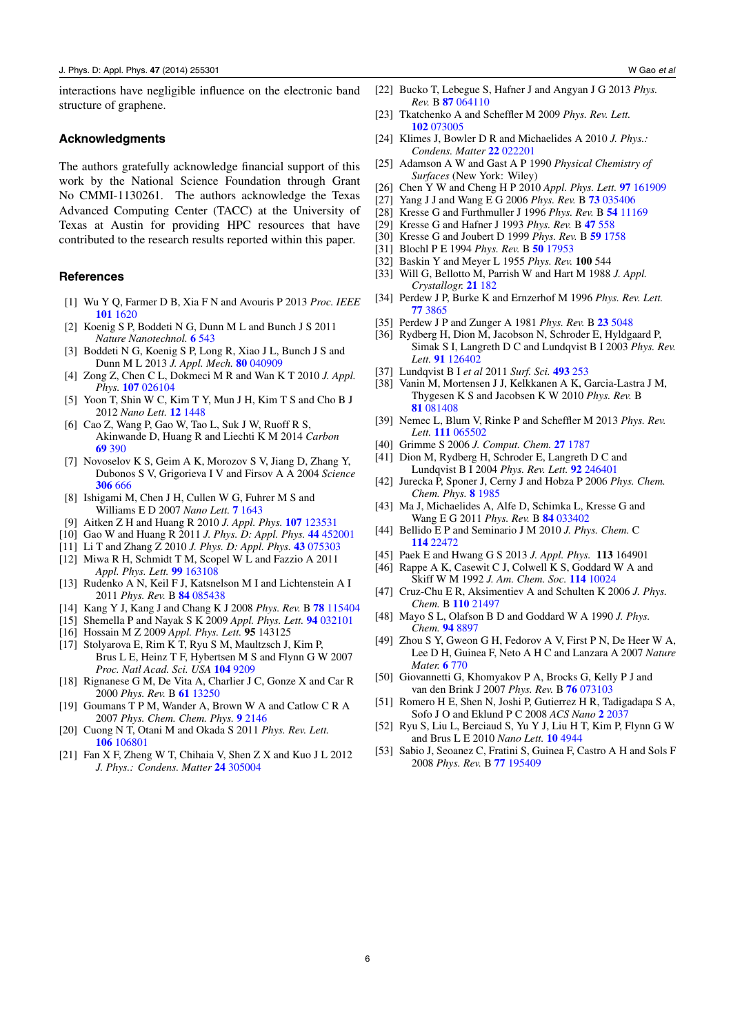interactions have negligible influence on the electronic band structure of graphene.

## Acknowledgments

The authors gratefully acknowledge financial support of this work by the National Science Foundation through Grant No CMMI-1130261. The authors acknowledge the Texas Advanced Computing Center (TACC) at the University of Texas at Austin for providing HPC resources that have contributed to the research results reported within this paper.

## References

[1] Wu Y Q, Farmer D B, Xia F N and Avouris P 2013 *Proc. IEEE* **101** 1620

[2] Koenig S P, Boddeti N G, Dunn M L and Bunch J S 2011 *Nature Nanotechnol.* **6** 543

[3] Boddeti N G, Koenig S P, Long R, Xiao J L, Bunch J S and Dunn M L 2013 *J. Appl. Mech.* **80** 040909

[4] Zong Z, Chen C L, Dokmeci M R and Wan K T 2010 *J. Appl. Phys.* **107** 026104

[5] Yoon T, Shin W C, Kim T Y, Mun J H, Kim T S and Cho B J 2012 *Nano Lett.* **12** 1448

[6] Cao Z, Wang P, Gao W, Tao L, Suk J W, Ruoff R S, Akinwande D, Huang R and Liechti K M 2014 *Carbon* **69** 390

[7] Novoselov K S, Geim A K, Morozov S V, Jiang D, Zhang Y, Dubonos S V, Grigorieva I V and Firsov A A 2004 *Science* **306** 666

[8] Ishigami M, Chen J H, Cullen W G, Fuhrer M S and Williams E D 2007 *Nano Lett.* **7** 1643

[9] Aitken Z H and Huang R 2010 *J. Appl. Phys.* **107** 123531

[10] Gao W and Huang R 2011 *J. Phys. D: Appl. Phys.* **44** 452001

[11] Li T and Zhang Z 2010 *J. Phys. D: Appl. Phys.* **43** 075303

[12] Miwa R H, Schmidt T M, Scopel W L and Fazzio A 2011 *Appl. Phys. Lett.* **99** 163108

[13] Rudenko A N, Keil F J, Katsnelson M I and Lichtenstein A I 2011 *Phys. Rev.* B **84** 085438

[14] Kang Y J, Kang J and Chang K J 2008 *Phys. Rev.* B **78** 115404

[15] Shemella P and Nayak S K 2009 *Appl. Phys. Lett.* **94** 032101

[16] Hossain M Z 2009 *Appl. Phys. Lett.* **95** 143125

[17] Stolyarova E, Rim K T, Ryu S M, Maultzsch J, Kim P, Brus L E, Heinz T F, Hybertsen M S and Flynn G W 2007 *Proc. Natl Acad. Sci. USA* **104** 9209

[18] Rignanese G M, De Vita A, Charlier J C, Gonze X and Car R 2000 *Phys. Rev.* B **61** 13250

[19] Goumans T P M, Wander A, Brown W A and Catlow C R A 2007 *Phys. Chem. Chem. Phys.* **9** 2146

[20] Cuong N T, Otani M and Okada S 2011 *Phys. Rev. Lett.* **106** 106801

[21] Fan X F, Zheng W T, Chihaia V, Shen Z X and Kuo J L 2012 *J. Phys.: Condens. Matter* **24** 305004

[22] Bucko T, Lebegue S, Hafner J and Angyan J G 2013 *Phys. Rev.* B **87** 064110

[23] Tkatchenko A and Scheffler M 2009 *Phys. Rev. Lett.* **102** 073005

[24] Klimes J, Bowler D R and Michaelides A 2010 *J. Phys.: Condens. Matter* **22** 022201

[25] Adamson A W and Gast A P 1990 *Physical Chemistry of Surfaces* (New York: Wiley)

[26] Chen Y W and Cheng H P 2010 *Appl. Phys. Lett.* **97** 161909

[27] Yang J J and Wang E G 2006 *Phys. Rev.* B **73** 035406

[28] Kresse G and Furthmuller J 1996 *Phys. Rev.* B **54** 11169

[29] Kresse G and Hafner J 1993 *Phys. Rev.* B **47** 558

[30] Kresse G and Joubert D 1999 *Phys. Rev.* B **59** 1758

[31] Blochl P E 1994 *Phys. Rev.* B **50** 17953

[32] Baskin Y and Meyer L 1955 *Phys. Rev.* **100** 544

[33] Will G, Bellotto M, Parrish W and Hart M 1988 *J. Appl. Crystallogr.* **21** 182

[34] Perdew J P, Burke K and Ernzerhof M 1996 *Phys. Rev. Lett.* **77** 3865

[35] Perdew J P and Zunger A 1981 *Phys. Rev.* B **23** 5048

[36] Rydberg H, Dion M, Jacobson N, Schroder E, Hyldgaard P, Simak S I, Langreth D C and Lundqvist B I 2003 *Phys. Rev. Lett.* **91** 126402

[37] Lundqvist B I *et al* 2011 *Surf. Sci.* **493** 253

[38] Vanin M, Mortensen J J, Kelkkanen A K, Garcia-Lastra J M, Thygesen K S and Jacobsen K W 2010 *Phys. Rev.* B **81** 081408

[39] Nemec L, Blum V, Rinke P and Scheffler M 2013 *Phys. Rev. Lett.* **111** 065502

[40] Grimme S 2006 *J. Comput. Chem.* **27** 1787

[41] Dion M, Rydberg H, Schroder E, Langreth D C and Lundqvist B I 2004 *Phys. Rev. Lett.* **92** 246401

[42] Jurecka P, Sponer J, Cerny J and Hobza P 2006 *Phys. Chem. Chem. Phys.* **8** 1985

[43] Ma J, Michaelides A, Alfe D, Schimka L, Kresse G and Wang E G 2011 *Phys. Rev.* B **84** 033402

[44] Bellido E P and Seminario J M 2010 *J. Phys. Chem.* C **114** 22472

[45] Paek E and Hwang G S 2013 *J. Appl. Phys.* **113** 164901

[46] Rappe A K, Casewit C J, Colwell K S, Goddard W A and Skiff W M 1992 *J. Am. Chem. Soc.* **114** 10024

[47] Cruz-Chu E R, Aksimentiev A and Schulten K 2006 *J. Phys. Chem.* B **110** 21497

[48] Mayo S L, Olafson B D and Goddard W A 1990 *J. Phys. Chem.* **94** 8897

[49] Zhou S Y, Gweon G H, Fedorov A V, First P N, De Heer W A, Lee D H, Guinea F, Neto A H C and Lanzara A 2007 *Nature Mater.* **6** 770

[50] Giovannetti G, Khomyakov P A, Brocks G, Kelly P J and van den Brink J 2007 *Phys. Rev.* B **76** 073103

[51] Romero H E, Shen N, Joshi P, Gutierrez H R, Tadigadapa S A, Sofo J O and Eklund P C 2008 *ACS Nano* **2** 2037

[52] Ryu S, Liu L, Berciaud S, Yu Y J, Liu H T, Kim P, Flynn G W and Brus L E 2010 *Nano Lett.* **10** 4944

[53] Sabio J, Seoanez C, Fratini S, Guinea F, Castro A H and Sols F 2008 *Phys. Rev.* B **77** 195409